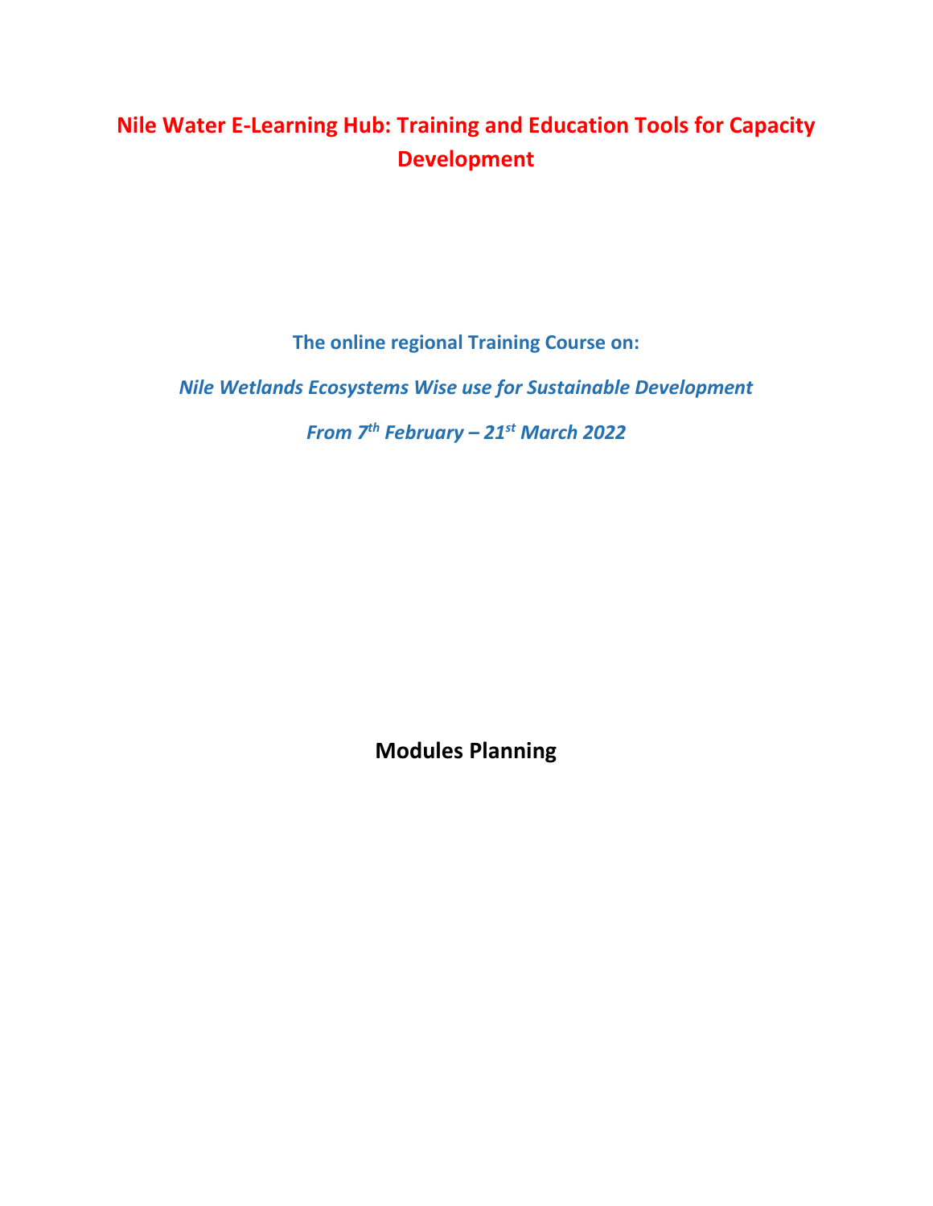# Nile Water E-Learning Hub: Training and Education Tools for Capacity Development

**The online regional Training Course on:**

***Nile Wetlands Ecosystems Wise use for Sustainable Development***

***From 7th February – 21st March 2022***

## Modules Planning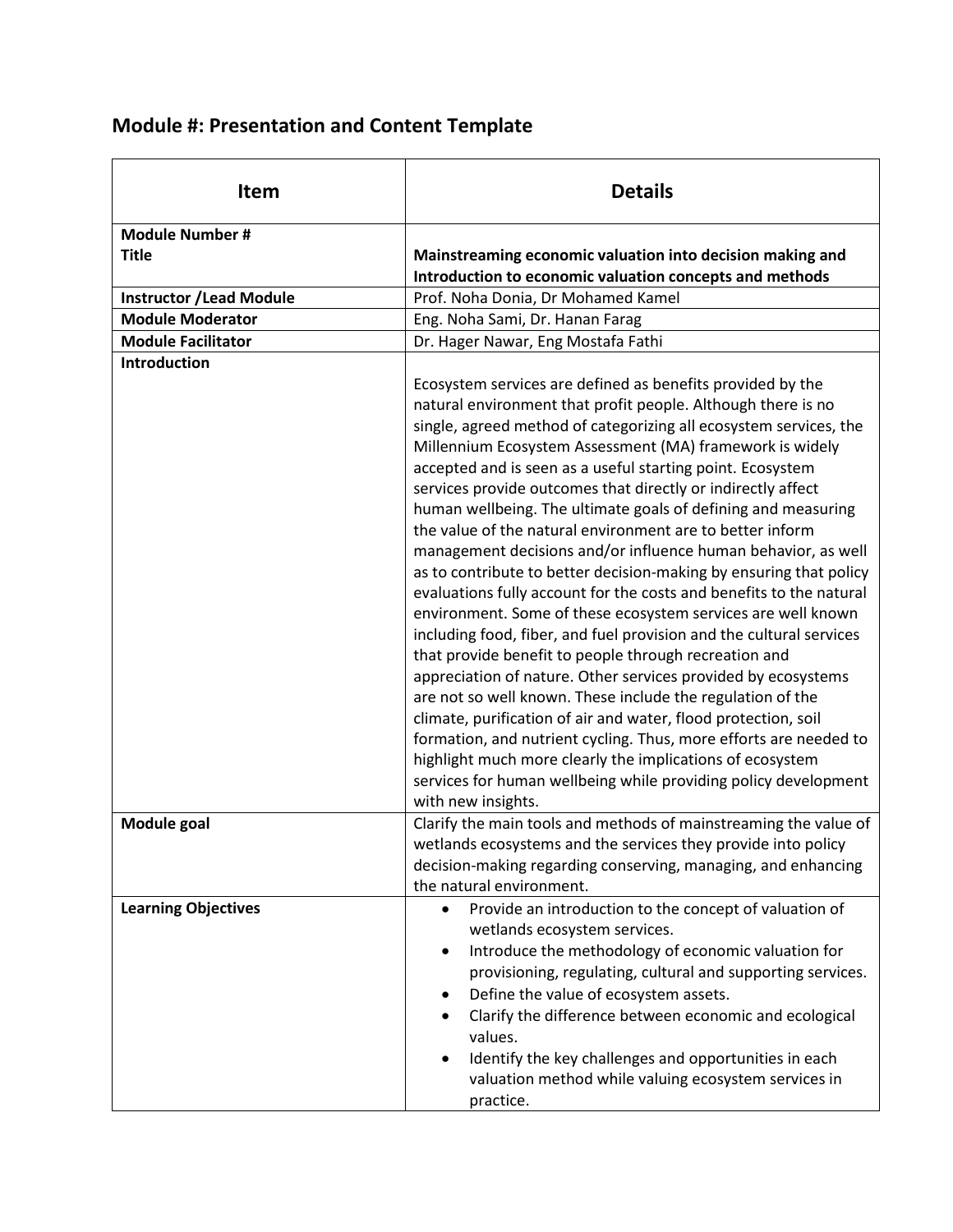## Module #: Presentation and Content Template

| Item | Details |
|---|---|
| **Module Number #**<br>**Title** | **Mainstreaming economic valuation into decision making and Introduction to economic valuation concepts and methods** |
| **Instructor /Lead Module** | Prof. Noha Donia, Dr Mohamed Kamel |
| **Module Moderator** | Eng. Noha Sami, Dr. Hanan Farag |
| **Module Facilitator** | Dr. Hager Nawar, Eng Mostafa Fathi |
| **Introduction** | Ecosystem services are defined as benefits provided by the natural environment that profit people. Although there is no single, agreed method of categorizing all ecosystem services, the Millennium Ecosystem Assessment (MA) framework is widely accepted and is seen as a useful starting point. Ecosystem services provide outcomes that directly or indirectly affect human wellbeing. The ultimate goals of defining and measuring the value of the natural environment are to better inform management decisions and/or influence human behavior, as well as to contribute to better decision-making by ensuring that policy evaluations fully account for the costs and benefits to the natural environment. Some of these ecosystem services are well known including food, fiber, and fuel provision and the cultural services that provide benefit to people through recreation and appreciation of nature. Other services provided by ecosystems are not so well known. These include the regulation of the climate, purification of air and water, flood protection, soil formation, and nutrient cycling. Thus, more efforts are needed to highlight much more clearly the implications of ecosystem services for human wellbeing while providing policy development with new insights. |
| **Module goal** | Clarify the main tools and methods of mainstreaming the value of wetlands ecosystems and the services they provide into policy decision-making regarding conserving, managing, and enhancing the natural environment. |
| **Learning Objectives** | • Provide an introduction to the concept of valuation of wetlands ecosystem services.<br>• Introduce the methodology of economic valuation for provisioning, regulating, cultural and supporting services.<br>• Define the value of ecosystem assets.<br>• Clarify the difference between economic and ecological values.<br>• Identify the key challenges and opportunities in each valuation method while valuing ecosystem services in practice. |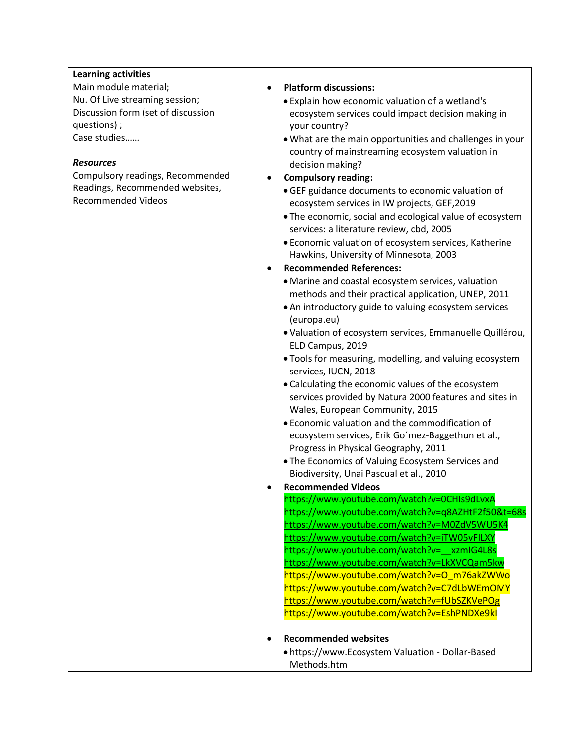| **Learning activities**<br>Main module material;<br>Nu. Of Live streaming session;<br>Discussion form (set of discussion questions) ;<br>Case studies……<br><br>***Resources***<br>Compulsory readings, Recommended Readings, Recommended websites, Recommended Videos | • **Platform discussions:**<br>• Explain how economic valuation of a wetland's ecosystem services could impact decision making in your country?<br>• What are the main opportunities and challenges in your country of mainstreaming ecosystem valuation in decision making?<br>• **Compulsory reading:**<br>• GEF guidance documents to economic valuation of ecosystem services in IW projects, GEF,2019<br>• The economic, social and ecological value of ecosystem services: a literature review, cbd, 2005<br>• Economic valuation of ecosystem services, Katherine Hawkins, University of Minnesota, 2003<br>• **Recommended References:**<br>• Marine and coastal ecosystem services, valuation methods and their practical application, UNEP, 2011<br>• An introductory guide to valuing ecosystem services (europa.eu)<br>• Valuation of ecosystem services, Emmanuelle Quillérou, ELD Campus, 2019<br>• Tools for measuring, modelling, and valuing ecosystem services, IUCN, 2018<br>• Calculating the economic values of the ecosystem services provided by Natura 2000 features and sites in Wales, European Community, 2015<br>• Economic valuation and the commodification of ecosystem services, Erik Go´mez-Baggethun et al., Progress in Physical Geography, 2011<br>• The Economics of Valuing Ecosystem Services and Biodiversity, Unai Pascual et al., 2010<br>• **Recommended Videos**<br>https://www.youtube.com/watch?v=0CHIs9dLvxA<br>https://www.youtube.com/watch?v=q8AZHtF2f50&t=68s<br>https://www.youtube.com/watch?v=M0ZdV5WU5K4<br>https://www.youtube.com/watch?v=iTW05vFILXY<br>https://www.youtube.com/watch?v=__xzmIG4L8s<br>https://www.youtube.com/watch?v=LkXVCQam5kw<br>https://www.youtube.com/watch?v=O_m76akZWWo<br>https://www.youtube.com/watch?v=C7dLbWEmOMY<br>https://www.youtube.com/watch?v=fUbSZKVePOg<br>https://www.youtube.com/watch?v=EshPNDXe9kI<br><br>• **Recommended websites**<br>• https://www.Ecosystem Valuation - Dollar-Based Methods.htm |
|---|---|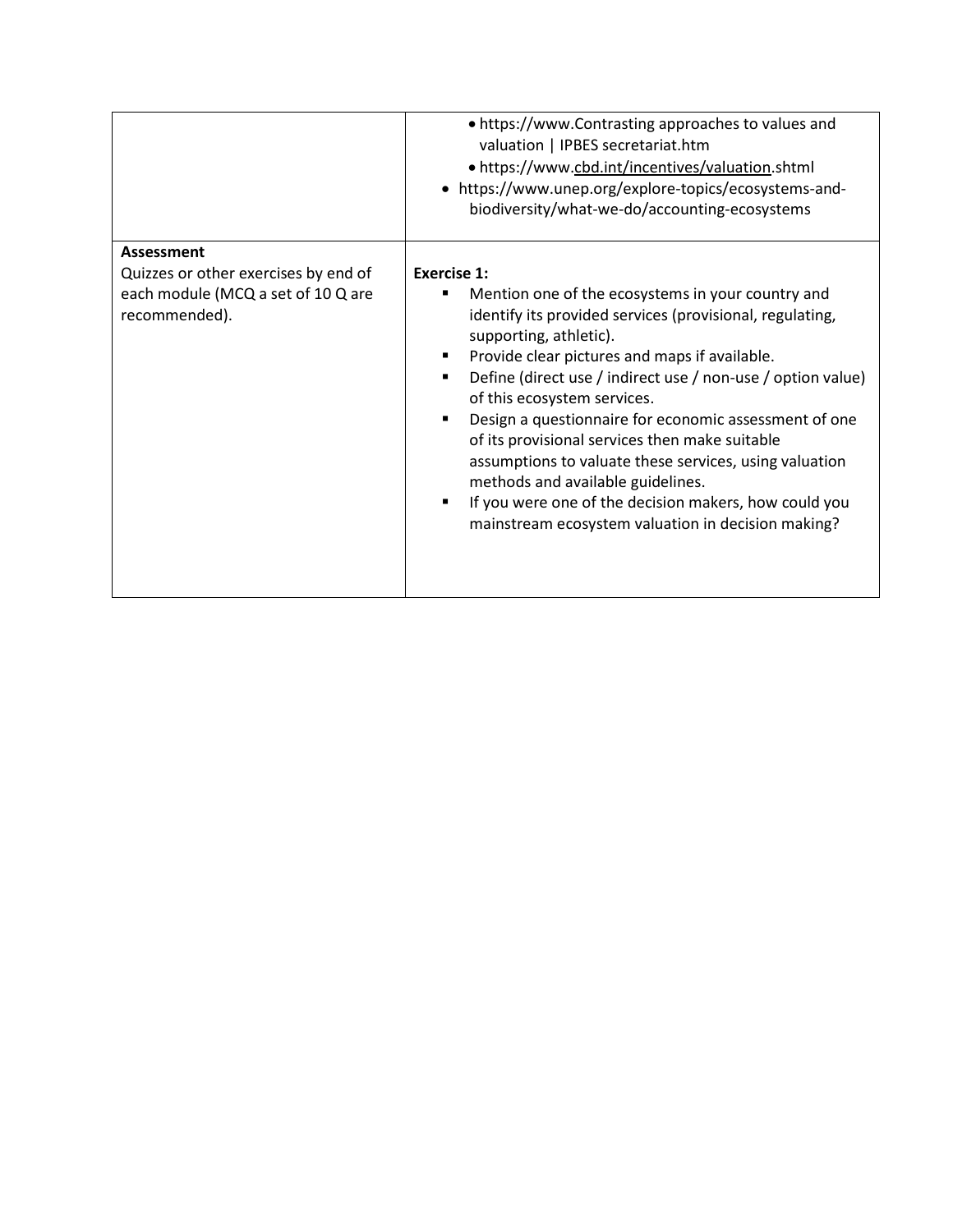| | |
|---|---|
| | • https://www.Contrasting approaches to values and valuation \| IPBES secretariat.htm<br>• https://www.cbd.int/incentives/valuation.shtml<br>• https://www.unep.org/explore-topics/ecosystems-and-biodiversity/what-we-do/accounting-ecosystems |
| **Assessment**<br>Quizzes or other exercises by end of each module (MCQ a set of 10 Q are recommended). | **Exercise 1:**<br>▪ Mention one of the ecosystems in your country and identify its provided services (provisional, regulating, supporting, athletic).<br>▪ Provide clear pictures and maps if available.<br>▪ Define (direct use / indirect use / non-use / option value) of this ecosystem services.<br>▪ Design a questionnaire for economic assessment of one of its provisional services then make suitable assumptions to valuate these services, using valuation methods and available guidelines.<br>▪ If you were one of the decision makers, how could you mainstream ecosystem valuation in decision making? |